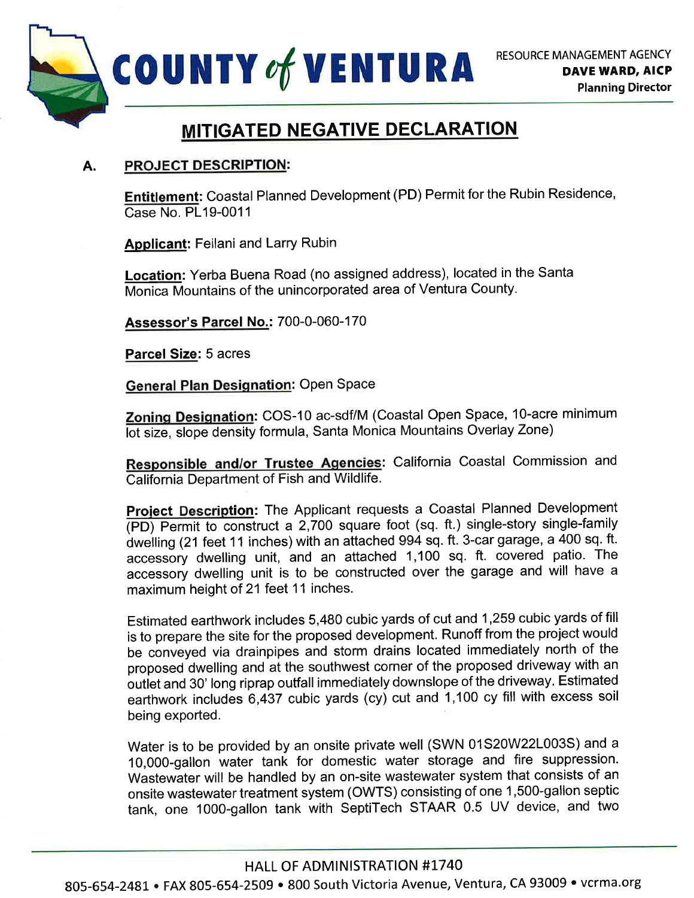**COUNTY *of* VENTURA**

RESOURCE MANAGEMENT AGENCY
**DAVE WARD, AICP**
**Planning Director**

# MITIGATED NEGATIVE DECLARATION

## A. PROJECT DESCRIPTION:

**Entitlement:** Coastal Planned Development (PD) Permit for the Rubin Residence, Case No. PL19-0011

**Applicant:** Feilani and Larry Rubin

**Location:** Yerba Buena Road (no assigned address), located in the Santa Monica Mountains of the unincorporated area of Ventura County.

**Assessor's Parcel No.:** 700-0-060-170

**Parcel Size:** 5 acres

**General Plan Designation:** Open Space

**Zoning Designation:** COS-10 ac-sdf/M (Coastal Open Space, 10-acre minimum lot size, slope density formula, Santa Monica Mountains Overlay Zone)

**Responsible and/or Trustee Agencies:** California Coastal Commission and California Department of Fish and Wildlife.

**Project Description:** The Applicant requests a Coastal Planned Development (PD) Permit to construct a 2,700 square foot (sq. ft.) single-story single-family dwelling (21 feet 11 inches) with an attached 994 sq. ft. 3-car garage, a 400 sq. ft. accessory dwelling unit, and an attached 1,100 sq. ft. covered patio. The accessory dwelling unit is to be constructed over the garage and will have a maximum height of 21 feet 11 inches.

Estimated earthwork includes 5,480 cubic yards of cut and 1,259 cubic yards of fill is to prepare the site for the proposed development. Runoff from the project would be conveyed via drainpipes and storm drains located immediately north of the proposed dwelling and at the southwest corner of the proposed driveway with an outlet and 30' long riprap outfall immediately downslope of the driveway. Estimated earthwork includes 6,437 cubic yards (cy) cut and 1,100 cy fill with excess soil being exported.

Water is to be provided by an onsite private well (SWN 01S20W22L003S) and a 10,000-gallon water tank for domestic water storage and fire suppression. Wastewater will be handled by an on-site wastewater system that consists of an onsite wastewater treatment system (OWTS) consisting of one 1,500-gallon septic tank, one 1000-gallon tank with SeptiTech STAAR 0.5 UV device, and two

HALL OF ADMINISTRATION #1740
805-654-2481 • FAX 805-654-2509 • 800 South Victoria Avenue, Ventura, CA 93009 • vcrma.org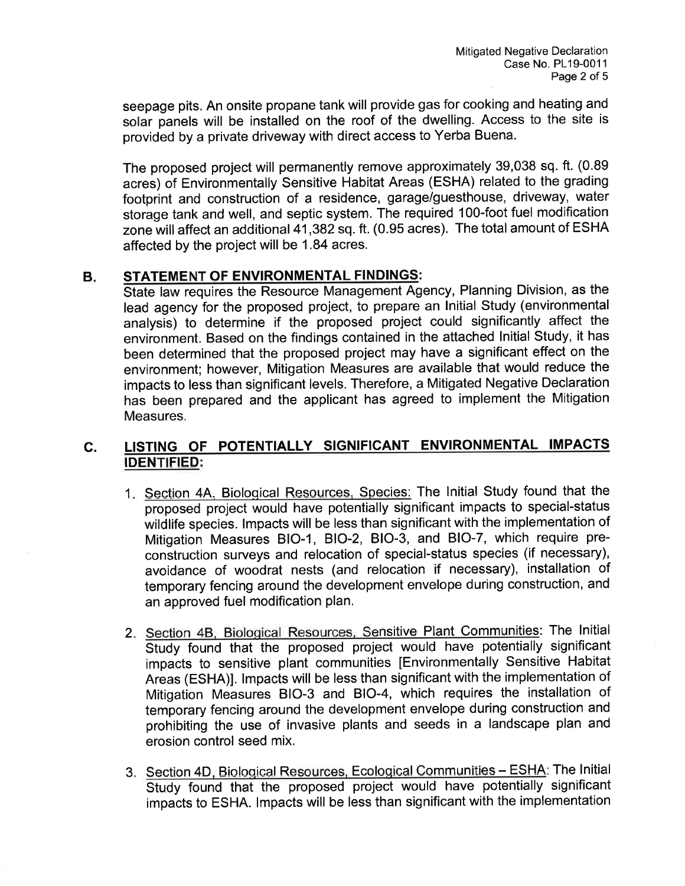seepage pits. An onsite propane tank will provide gas for cooking and heating and solar panels will be installed on the roof of the dwelling. Access to the site is provided by a private driveway with direct access to Yerba Buena.

The proposed project will permanently remove approximately 39,038 sq. ft. (0.89 acres) of Environmentally Sensitive Habitat Areas (ESHA) related to the grading footprint and construction of a residence, garage/guesthouse, driveway, water storage tank and well, and septic system. The required 100-foot fuel modification zone will affect an additional 41,382 sq. ft. (0.95 acres). The total amount of ESHA affected by the project will be 1.84 acres.

## B. STATEMENT OF ENVIRONMENTAL FINDINGS:

State law requires the Resource Management Agency, Planning Division, as the lead agency for the proposed project, to prepare an Initial Study (environmental analysis) to determine if the proposed project could significantly affect the environment. Based on the findings contained in the attached Initial Study, it has been determined that the proposed project may have a significant effect on the environment; however, Mitigation Measures are available that would reduce the impacts to less than significant levels. Therefore, a Mitigated Negative Declaration has been prepared and the applicant has agreed to implement the Mitigation Measures.

## C. LISTING OF POTENTIALLY SIGNIFICANT ENVIRONMENTAL IMPACTS IDENTIFIED:

1. Section 4A, Biological Resources, Species: The Initial Study found that the proposed project would have potentially significant impacts to special-status wildlife species. Impacts will be less than significant with the implementation of Mitigation Measures BIO-1, BIO-2, BIO-3, and BIO-7, which require pre-construction surveys and relocation of special-status species (if necessary), avoidance of woodrat nests (and relocation if necessary), installation of temporary fencing around the development envelope during construction, and an approved fuel modification plan.

2. Section 4B, Biological Resources, Sensitive Plant Communities: The Initial Study found that the proposed project would have potentially significant impacts to sensitive plant communities [Environmentally Sensitive Habitat Areas (ESHA)]. Impacts will be less than significant with the implementation of Mitigation Measures BIO-3 and BIO-4, which requires the installation of temporary fencing around the development envelope during construction and prohibiting the use of invasive plants and seeds in a landscape plan and erosion control seed mix.

3. Section 4D, Biological Resources, Ecological Communities – ESHA: The Initial Study found that the proposed project would have potentially significant impacts to ESHA. Impacts will be less than significant with the implementation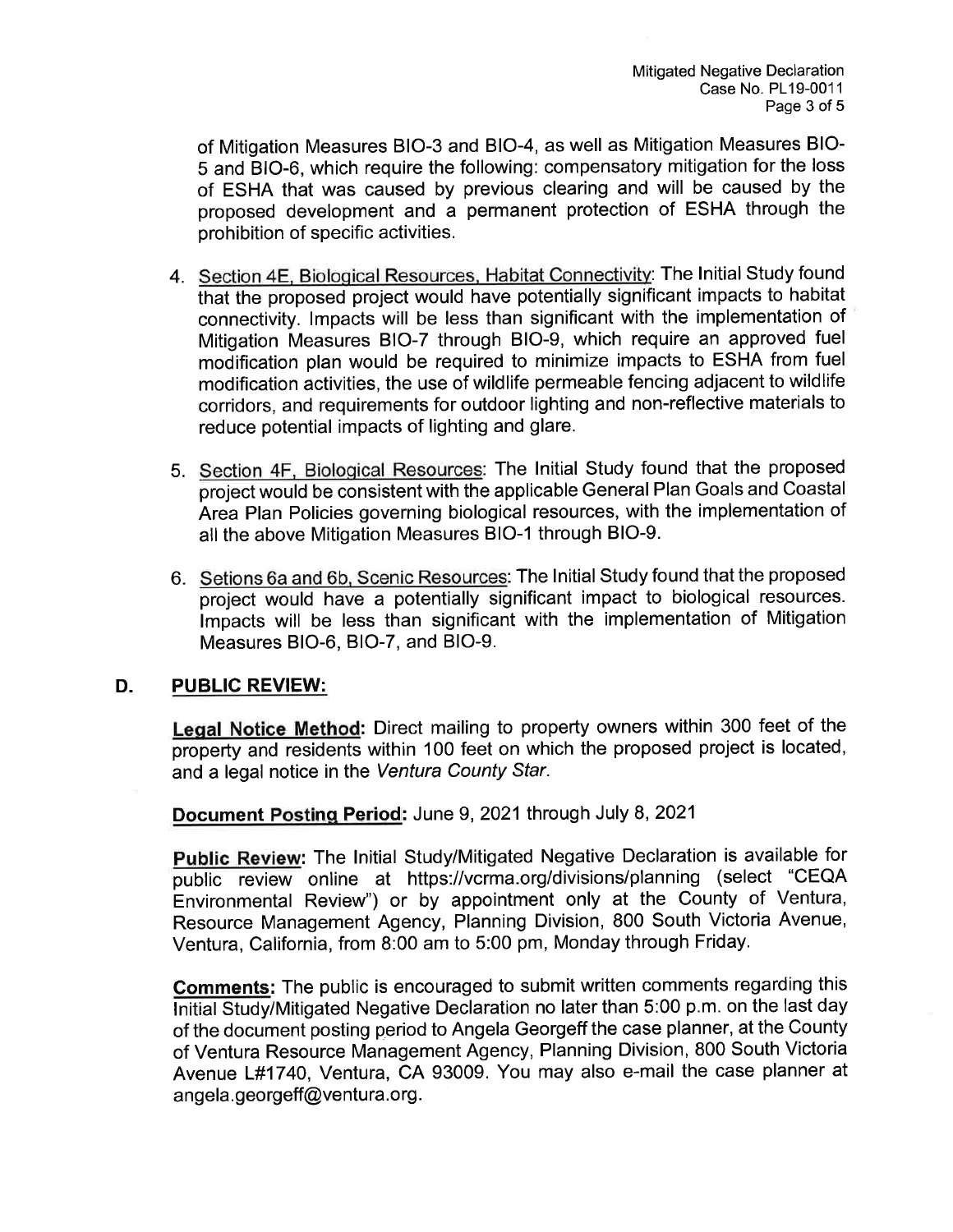of Mitigation Measures BIO-3 and BIO-4, as well as Mitigation Measures BIO-5 and BIO-6, which require the following: compensatory mitigation for the loss of ESHA that was caused by previous clearing and will be caused by the proposed development and a permanent protection of ESHA through the prohibition of specific activities.

4. Section 4E, Biological Resources, Habitat Connectivity: The Initial Study found that the proposed project would have potentially significant impacts to habitat connectivity. Impacts will be less than significant with the implementation of Mitigation Measures BIO-7 through BIO-9, which require an approved fuel modification plan would be required to minimize impacts to ESHA from fuel modification activities, the use of wildlife permeable fencing adjacent to wildlife corridors, and requirements for outdoor lighting and non-reflective materials to reduce potential impacts of lighting and glare.

5. Section 4F, Biological Resources: The Initial Study found that the proposed project would be consistent with the applicable General Plan Goals and Coastal Area Plan Policies governing biological resources, with the implementation of all the above Mitigation Measures BIO-1 through BIO-9.

6. Setions 6a and 6b, Scenic Resources: The Initial Study found that the proposed project would have a potentially significant impact to biological resources. Impacts will be less than significant with the implementation of Mitigation Measures BIO-6, BIO-7, and BIO-9.

## D. PUBLIC REVIEW:

**Legal Notice Method:** Direct mailing to property owners within 300 feet of the property and residents within 100 feet on which the proposed project is located, and a legal notice in the *Ventura County Star*.

**Document Posting Period:** June 9, 2021 through July 8, 2021

**Public Review:** The Initial Study/Mitigated Negative Declaration is available for public review online at https://vcrma.org/divisions/planning (select "CEQA Environmental Review") or by appointment only at the County of Ventura, Resource Management Agency, Planning Division, 800 South Victoria Avenue, Ventura, California, from 8:00 am to 5:00 pm, Monday through Friday.

**Comments:** The public is encouraged to submit written comments regarding this Initial Study/Mitigated Negative Declaration no later than 5:00 p.m. on the last day of the document posting period to Angela Georgeff the case planner, at the County of Ventura Resource Management Agency, Planning Division, 800 South Victoria Avenue L#1740, Ventura, CA 93009. You may also e-mail the case planner at angela.georgeff@ventura.org.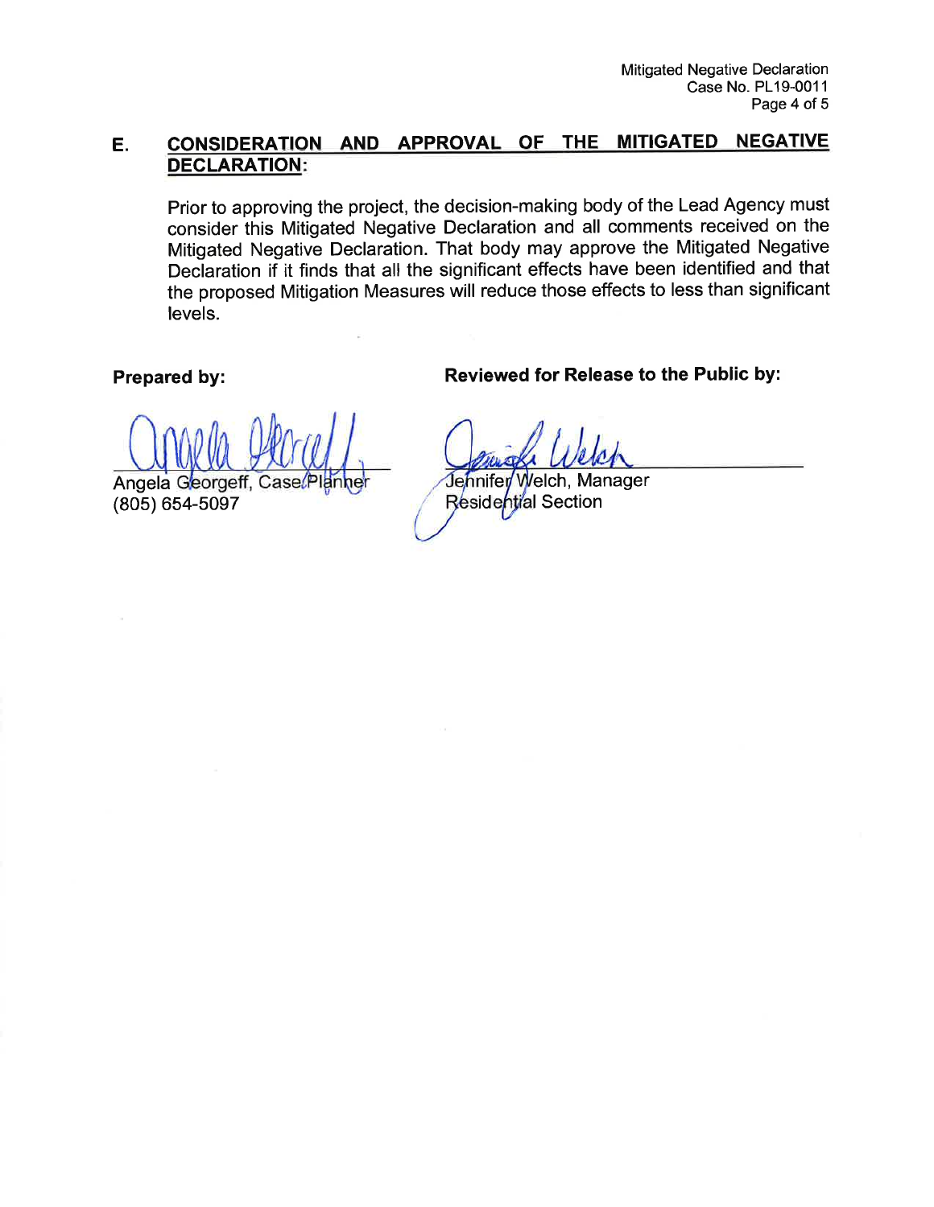## E. CONSIDERATION AND APPROVAL OF THE MITIGATED NEGATIVE DECLARATION:

Prior to approving the project, the decision-making body of the Lead Agency must consider this Mitigated Negative Declaration and all comments received on the Mitigated Negative Declaration. That body may approve the Mitigated Negative Declaration if it finds that all the significant effects have been identified and that the proposed Mitigation Measures will reduce those effects to less than significant levels.

**Prepared by:**

Angela Georgeff, Case Planner
(805) 654-5097

**Reviewed for Release to the Public by:**

Jennifer Welch, Manager
Residential Section